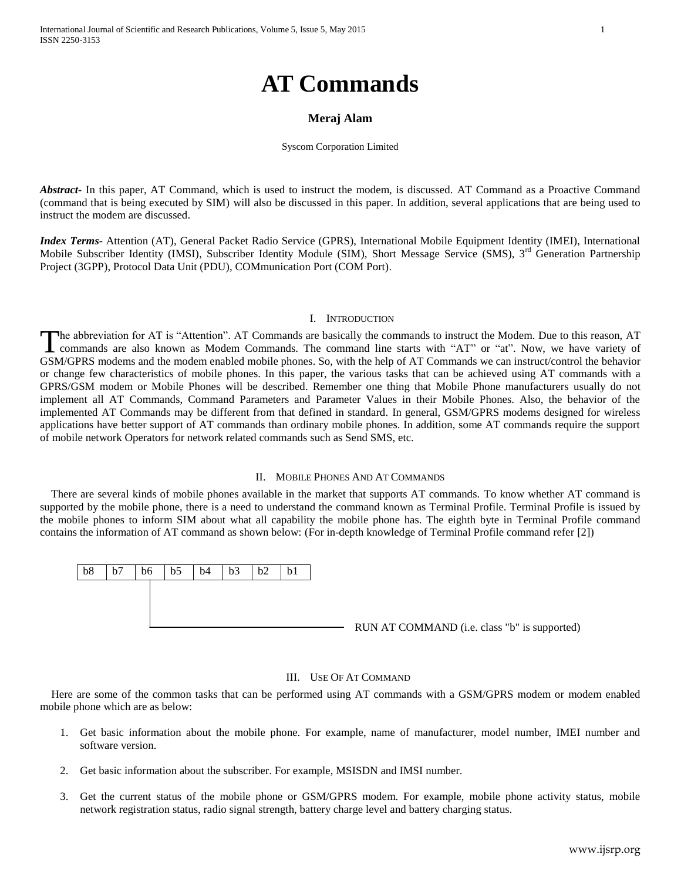# AT Commands

**Meraj Alam**

Syscom Corporation Limited

***Abstract-*** In this paper, AT Command, which is used to instruct the modem, is discussed. AT Command as a Proactive Command (command that is being executed by SIM) will also be discussed in this paper. In addition, several applications that are being used to instruct the modem are discussed.

***Index Terms*-** Attention (AT), General Packet Radio Service (GPRS), International Mobile Equipment Identity (IMEI), International Mobile Subscriber Identity (IMSI), Subscriber Identity Module (SIM), Short Message Service (SMS), 3rd Generation Partnership Project (3GPP), Protocol Data Unit (PDU), COMmunication Port (COM Port).

## I. Introduction

The abbreviation for AT is "Attention". AT Commands are basically the commands to instruct the Modem. Due to this reason, AT commands are also known as Modem Commands. The command line starts with "AT" or "at". Now, we have variety of GSM/GPRS modems and the modem enabled mobile phones. So, with the help of AT Commands we can instruct/control the behavior or change few characteristics of mobile phones. In this paper, the various tasks that can be achieved using AT commands with a GPRS/GSM modem or Mobile Phones will be described. Remember one thing that Mobile Phone manufacturers usually do not implement all AT Commands, Command Parameters and Parameter Values in their Mobile Phones. Also, the behavior of the implemented AT Commands may be different from that defined in standard. In general, GSM/GPRS modems designed for wireless applications have better support of AT commands than ordinary mobile phones. In addition, some AT commands require the support of mobile network Operators for network related commands such as Send SMS, etc.

## II. Mobile Phones And At Commands

There are several kinds of mobile phones available in the market that supports AT commands. To know whether AT command is supported by the mobile phone, there is a need to understand the command known as Terminal Profile. Terminal Profile is issued by the mobile phones to inform SIM about what all capability the mobile phone has. The eighth byte in Terminal Profile command contains the information of AT command as shown below: (For in-depth knowledge of Terminal Profile command refer [2])

| b8 | b7 | b6 | b5 | b4 | b3 | b2 | b1 |
|---|---|---|---|---|---|---|---|

b6 → RUN AT COMMAND (i.e. class "b" is supported)

## III. Use Of At Command

Here are some of the common tasks that can be performed using AT commands with a GSM/GPRS modem or modem enabled mobile phone which are as below:

1. Get basic information about the mobile phone. For example, name of manufacturer, model number, IMEI number and software version.
2. Get basic information about the subscriber. For example, MSISDN and IMSI number.
3. Get the current status of the mobile phone or GSM/GPRS modem. For example, mobile phone activity status, mobile network registration status, radio signal strength, battery charge level and battery charging status.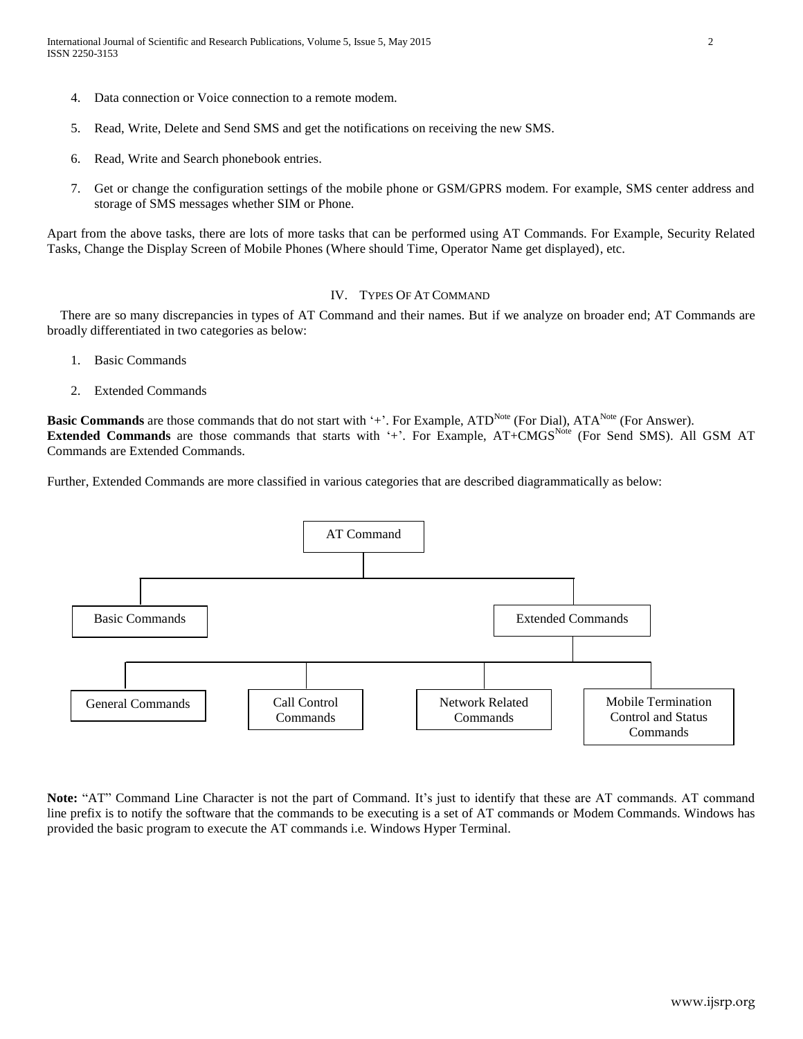4. Data connection or Voice connection to a remote modem.

5. Read, Write, Delete and Send SMS and get the notifications on receiving the new SMS.

6. Read, Write and Search phonebook entries.

7. Get or change the configuration settings of the mobile phone or GSM/GPRS modem. For example, SMS center address and storage of SMS messages whether SIM or Phone.

Apart from the above tasks, there are lots of more tasks that can be performed using AT Commands. For Example, Security Related Tasks, Change the Display Screen of Mobile Phones (Where should Time, Operator Name get displayed), etc.

## IV. Types Of AT Command

There are so many discrepancies in types of AT Command and their names. But if we analyze on broader end; AT Commands are broadly differentiated in two categories as below:

1. Basic Commands

2. Extended Commands

**Basic Commands** are those commands that do not start with '+'. For Example, ATD[Note] (For Dial), ATA[Note] (For Answer).
**Extended Commands** are those commands that starts with '+'. For Example, AT+CMGS[Note] (For Send SMS). All GSM AT Commands are Extended Commands.

Further, Extended Commands are more classified in various categories that are described diagrammatically as below:

- AT Command
  - Basic Commands
  - Extended Commands
    - General Commands
    - Call Control Commands
    - Network Related Commands
    - Mobile Termination Control and Status Commands

**Note:** "AT" Command Line Character is not the part of Command. It's just to identify that these are AT commands. AT command line prefix is to notify the software that the commands to be executing is a set of AT commands or Modem Commands. Windows has provided the basic program to execute the AT commands i.e. Windows Hyper Terminal.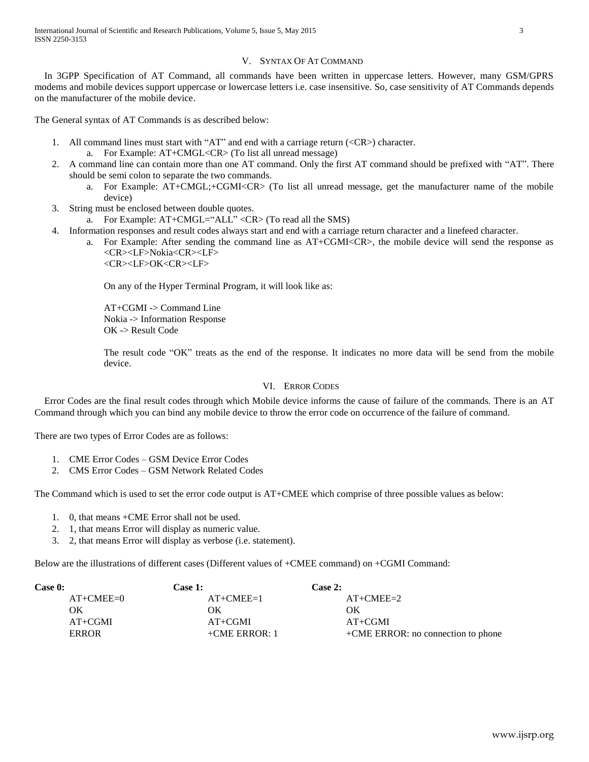## V. Syntax Of AT Command

In 3GPP Specification of AT Command, all commands have been written in uppercase letters. However, many GSM/GPRS modems and mobile devices support uppercase or lowercase letters i.e. case insensitive. So, case sensitivity of AT Commands depends on the manufacturer of the mobile device.

The General syntax of AT Commands is as described below:

1. All command lines must start with "AT" and end with a carriage return (<CR>) character.
   a. For Example: AT+CMGL<CR> (To list all unread message)
2. A command line can contain more than one AT command. Only the first AT command should be prefixed with "AT". There should be semi colon to separate the two commands.
   a. For Example: AT+CMGL;+CGMI<CR> (To list all unread message, get the manufacturer name of the mobile device)
3. String must be enclosed between double quotes.
   a. For Example: AT+CMGL="ALL" <CR> (To read all the SMS)
4. Information responses and result codes always start and end with a carriage return character and a linefeed character.
   a. For Example: After sending the command line as AT+CGMI<CR>, the mobile device will send the response as
      <CR><LF>Nokia<CR><LF>
      <CR><LF>OK<CR><LF>

      On any of the Hyper Terminal Program, it will look like as:

      AT+CGMI -> Command Line
      Nokia -> Information Response
      OK -> Result Code

      The result code "OK" treats as the end of the response. It indicates no more data will be send from the mobile device.

## VI. Error Codes

Error Codes are the final result codes through which Mobile device informs the cause of failure of the commands. There is an AT Command through which you can bind any mobile device to throw the error code on occurrence of the failure of command.

There are two types of Error Codes are as follows:

1. CME Error Codes – GSM Device Error Codes
2. CMS Error Codes – GSM Network Related Codes

The Command which is used to set the error code output is AT+CMEE which comprise of three possible values as below:

1. 0, that means +CME Error shall not be used.
2. 1, that means Error will display as numeric value.
3. 2, that means Error will display as verbose (i.e. statement).

Below are the illustrations of different cases (Different values of +CMEE command) on +CGMI Command:

| **Case 0:** | **Case 1:** | **Case 2:** |
|---|---|---|
| AT+CMEE=0 | AT+CMEE=1 | AT+CMEE=2 |
| OK | OK | OK |
| AT+CGMI | AT+CGMI | AT+CGMI |
| ERROR | +CME ERROR: 1 | +CME ERROR: no connection to phone |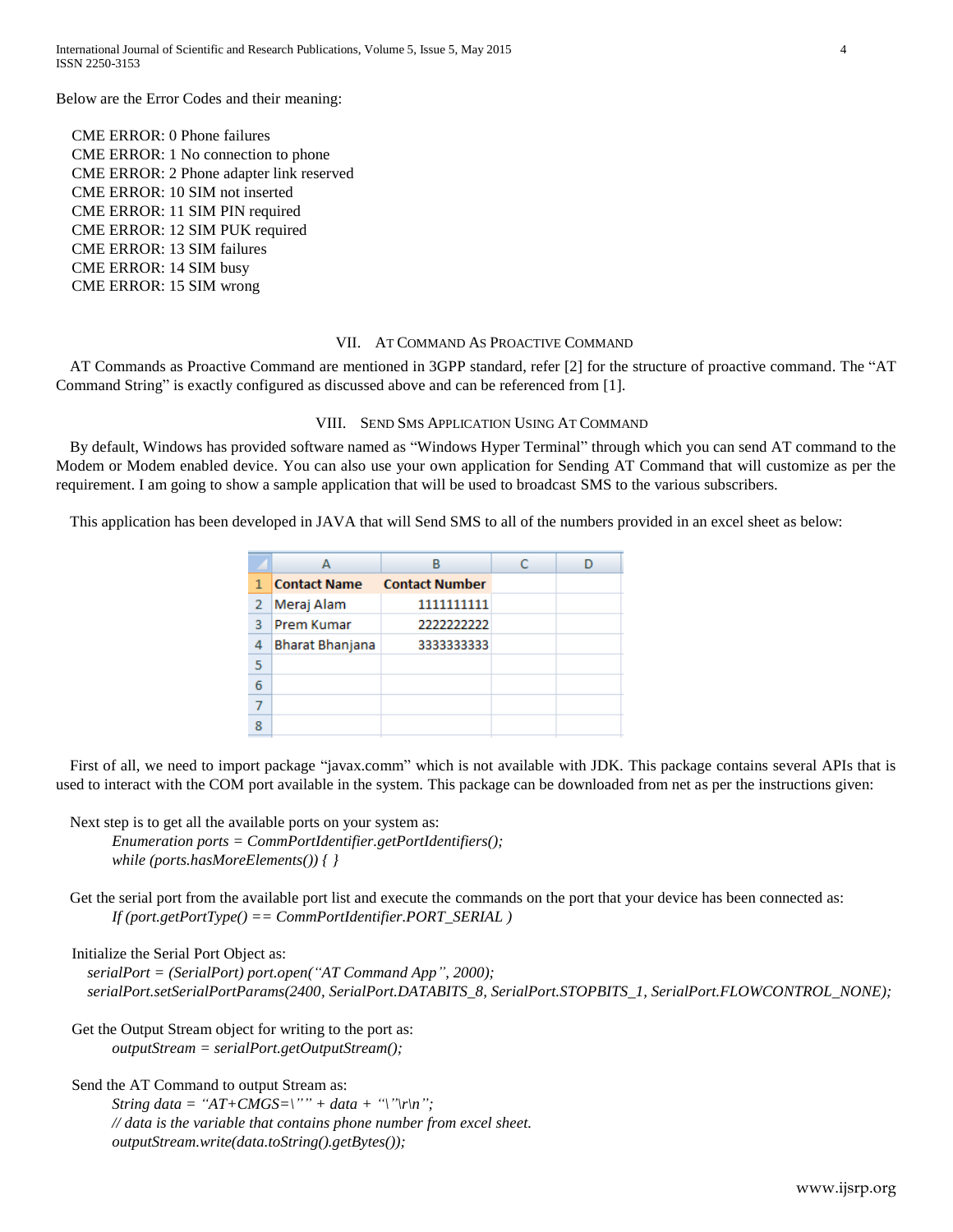Below are the Error Codes and their meaning:

CME ERROR: 0 Phone failures
CME ERROR: 1 No connection to phone
CME ERROR: 2 Phone adapter link reserved
CME ERROR: 10 SIM not inserted
CME ERROR: 11 SIM PIN required
CME ERROR: 12 SIM PUK required
CME ERROR: 13 SIM failures
CME ERROR: 14 SIM busy
CME ERROR: 15 SIM wrong

## VII. AT Command As Proactive Command

AT Commands as Proactive Command are mentioned in 3GPP standard, refer [2] for the structure of proactive command. The "AT Command String" is exactly configured as discussed above and can be referenced from [1].

## VIII. Send SMS Application Using AT Command

By default, Windows has provided software named as "Windows Hyper Terminal" through which you can send AT command to the Modem or Modem enabled device. You can also use your own application for Sending AT Command that will customize as per the requirement. I am going to show a sample application that will be used to broadcast SMS to the various subscribers.

This application has been developed in JAVA that will Send SMS to all of the numbers provided in an excel sheet as below:

| | A | B | C | D |
|---|---|---|---|---|
| 1 | **Contact Name** | **Contact Number** | | |
| 2 | Meraj Alam | 1111111111 | | |
| 3 | Prem Kumar | 2222222222 | | |
| 4 | Bharat Bhanjana | 3333333333 | | |
| 5 | | | | |
| 6 | | | | |
| 7 | | | | |
| 8 | | | | |

First of all, we need to import package "javax.comm" which is not available with JDK. This package contains several APIs that is used to interact with the COM port available in the system. This package can be downloaded from net as per the instructions given:

Next step is to get all the available ports on your system as:

*Enumeration ports = CommPortIdentifier.getPortIdentifiers();*
*while (ports.hasMoreElements()) { }*

Get the serial port from the available port list and execute the commands on the port that your device has been connected as:

*If (port.getPortType() == CommPortIdentifier.PORT_SERIAL )*

Initialize the Serial Port Object as:

*serialPort = (SerialPort) port.open("AT Command App", 2000);*
*serialPort.setSerialPortParams(2400, SerialPort.DATABITS_8, SerialPort.STOPBITS_1, SerialPort.FLOWCONTROL_NONE);*

Get the Output Stream object for writing to the port as:

*outputStream = serialPort.getOutputStream();*

Send the AT Command to output Stream as:

*String data = "AT+CMGS=\"" + data + "\"\r\n";*
*// data is the variable that contains phone number from excel sheet.*
*outputStream.write(data.toString().getBytes());*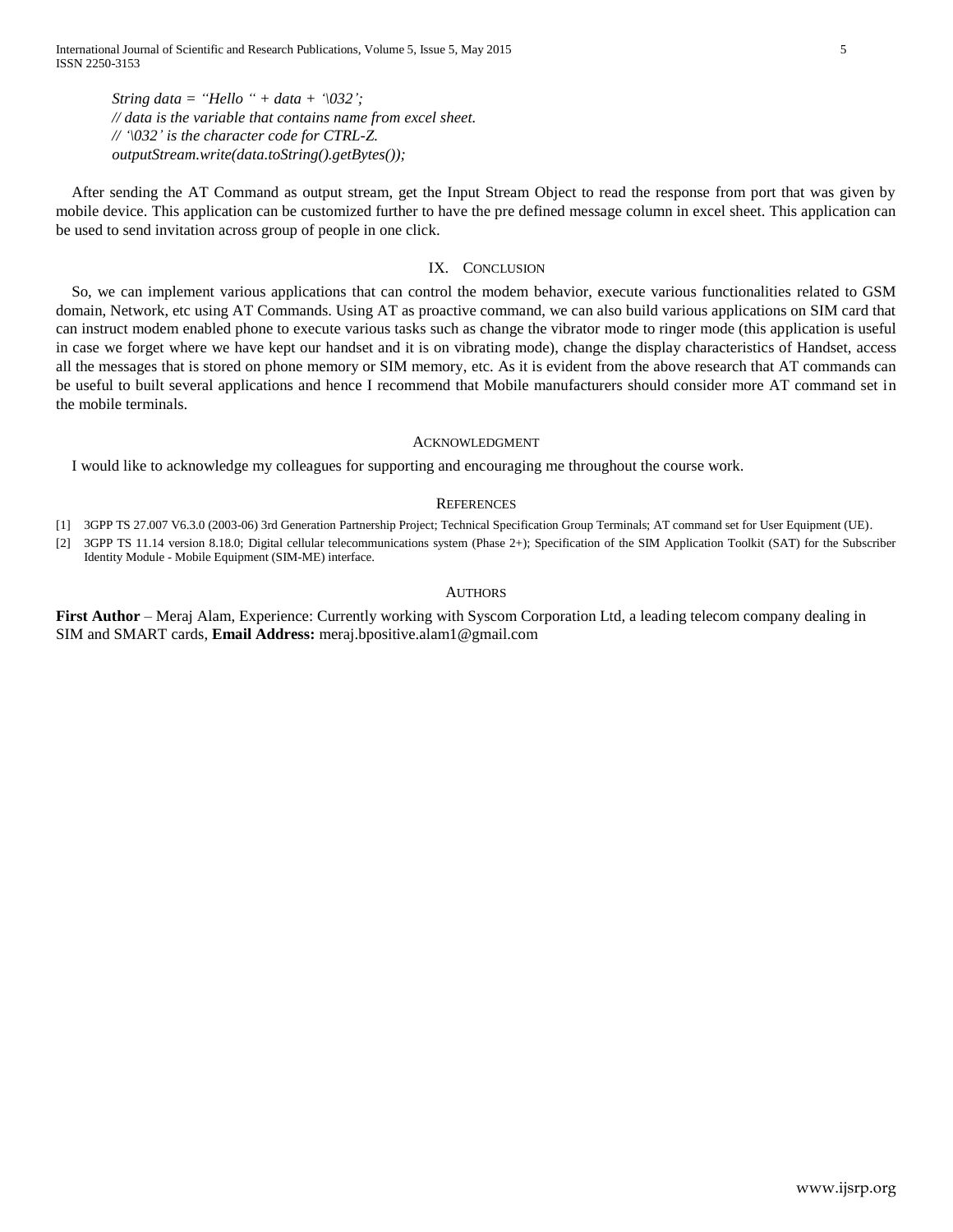```
String data = "Hello " + data + '\032';
// data is the variable that contains name from excel sheet.
// '\032' is the character code for CTRL-Z.
outputStream.write(data.toString().getBytes());
```

After sending the AT Command as output stream, get the Input Stream Object to read the response from port that was given by mobile device. This application can be customized further to have the pre defined message column in excel sheet. This application can be used to send invitation across group of people in one click.

## IX. Conclusion

So, we can implement various applications that can control the modem behavior, execute various functionalities related to GSM domain, Network, etc using AT Commands. Using AT as proactive command, we can also build various applications on SIM card that can instruct modem enabled phone to execute various tasks such as change the vibrator mode to ringer mode (this application is useful in case we forget where we have kept our handset and it is on vibrating mode), change the display characteristics of Handset, access all the messages that is stored on phone memory or SIM memory, etc. As it is evident from the above research that AT commands can be useful to built several applications and hence I recommend that Mobile manufacturers should consider more AT command set in the mobile terminals.

## Acknowledgment

I would like to acknowledge my colleagues for supporting and encouraging me throughout the course work.

## References

[1] 3GPP TS 27.007 V6.3.0 (2003-06) 3rd Generation Partnership Project; Technical Specification Group Terminals; AT command set for User Equipment (UE).

[2] 3GPP TS 11.14 version 8.18.0; Digital cellular telecommunications system (Phase 2+); Specification of the SIM Application Toolkit (SAT) for the Subscriber Identity Module - Mobile Equipment (SIM-ME) interface.

## Authors

**First Author** – Meraj Alam, Experience: Currently working with Syscom Corporation Ltd, a leading telecom company dealing in SIM and SMART cards, **Email Address:** meraj.bpositive.alam1@gmail.com